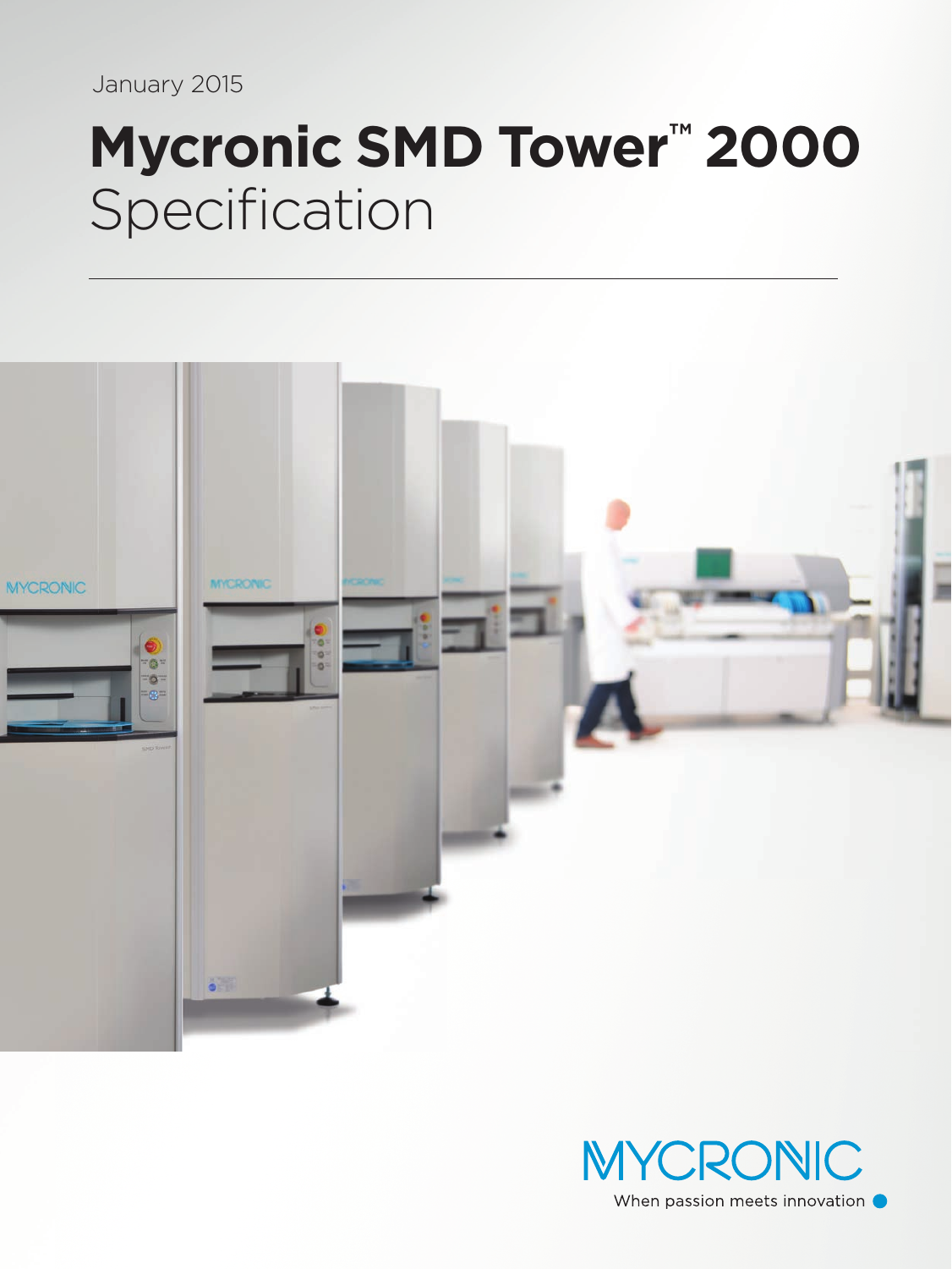January 2015

# Mycronic SMD Tower™ 2000
Specification

MYCRONIC

When passion meets innovation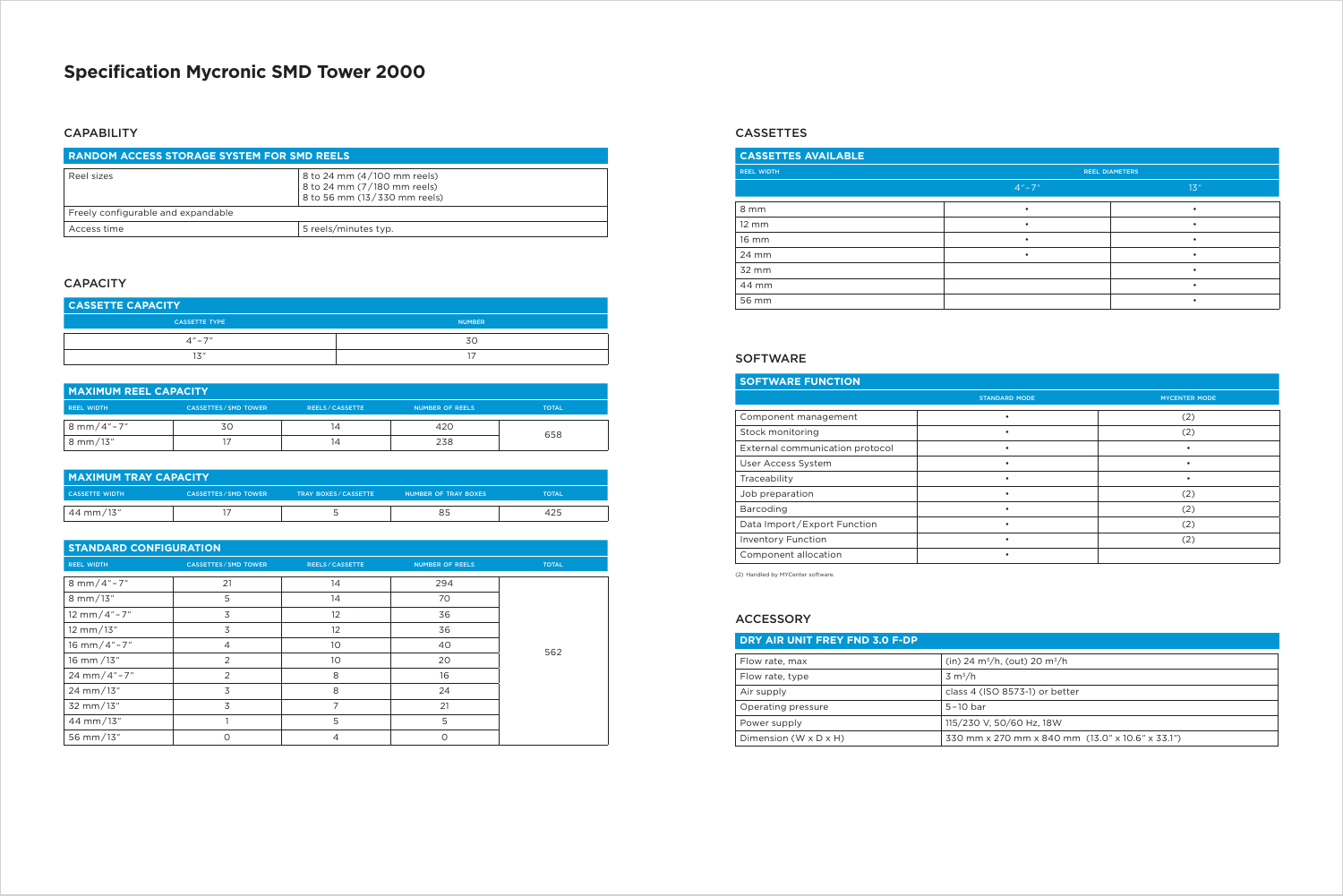# Specification Mycronic SMD Tower 2000

## CAPABILITY

| RANDOM ACCESS STORAGE SYSTEM FOR SMD REELS | |
|---|---|
| Reel sizes | 8 to 24 mm (4/100 mm reels)<br>8 to 24 mm (7/180 mm reels)<br>8 to 56 mm (13/330 mm reels) |
| Freely configurable and expandable | |
| Access time | 5 reels/minutes typ. |

## CAPACITY

| CASSETTE CAPACITY | |
|---|---|
| CASSETTE TYPE | NUMBER |
| 4"–7" | 30 |
| 13" | 17 |

| MAXIMUM REEL CAPACITY | | | | |
|---|---|---|---|---|
| REEL WIDTH | CASSETTES/SMD TOWER | REELS/CASSETTE | NUMBER OF REELS | TOTAL |
| 8 mm/4"–7" | 30 | 14 | 420 | 658 |
| 8 mm/13" | 17 | 14 | 238 | |

| MAXIMUM TRAY CAPACITY | | | | |
|---|---|---|---|---|
| CASSETTE WIDTH | CASSETTES/SMD TOWER | TRAY BOXES/CASSETTE | NUMBER OF TRAY BOXES | TOTAL |
| 44 mm/13" | 17 | 5 | 85 | 425 |

| STANDARD CONFIGURATION | | | | |
|---|---|---|---|---|
| REEL WIDTH | CASSETTES/SMD TOWER | REELS/CASSETTE | NUMBER OF REELS | TOTAL |
| 8 mm/4"–7" | 21 | 14 | 294 | 562 |
| 8 mm/13" | 5 | 14 | 70 | |
| 12 mm/4"–7" | 3 | 12 | 36 | |
| 12 mm/13" | 3 | 12 | 36 | |
| 16 mm/4"–7" | 4 | 10 | 40 | |
| 16 mm /13" | 2 | 10 | 20 | |
| 24 mm/4"–7" | 2 | 8 | 16 | |
| 24 mm/13" | 3 | 8 | 24 | |
| 32 mm/13" | 3 | 7 | 21 | |
| 44 mm/13" | 1 | 5 | 5 | |
| 56 mm/13" | 0 | 4 | 0 | |

## CASSETTES

| CASSETTES AVAILABLE | | |
|---|---|---|
| REEL WIDTH | REEL DIAMETERS | |
| | 4"–7" | 13" |
| 8 mm | • | • |
| 12 mm | • | • |
| 16 mm | • | • |
| 24 mm | • | • |
| 32 mm | | • |
| 44 mm | | • |
| 56 mm | | • |

## SOFTWARE

| SOFTWARE FUNCTION | | |
|---|---|---|
| | STANDARD MODE | MYCENTER MODE |
| Component management | • | (2) |
| Stock monitoring | • | (2) |
| External communication protocol | • | • |
| User Access System | • | • |
| Traceability | • | • |
| Job preparation | • | (2) |
| Barcoding | • | (2) |
| Data Import/Export Function | • | (2) |
| Inventory Function | • | (2) |
| Component allocation | • | |

(2) Handled by MYCenter software.

## ACCESSORY

| DRY AIR UNIT FREY FND 3.0 F-DP | |
|---|---|
| Flow rate, max | (in) 24 $m^3$/h, (out) 20 $m^3$/h |
| Flow rate, type | 3 $m^3$/h |
| Air supply | class 4 (ISO 8573-1) or better |
| Operating pressure | 5–10 bar |
| Power supply | 115/230 V, 50/60 Hz, 18W |
| Dimension (W x D x H) | 330 mm x 270 mm x 840 mm (13.0" x 10.6" x 33.1") |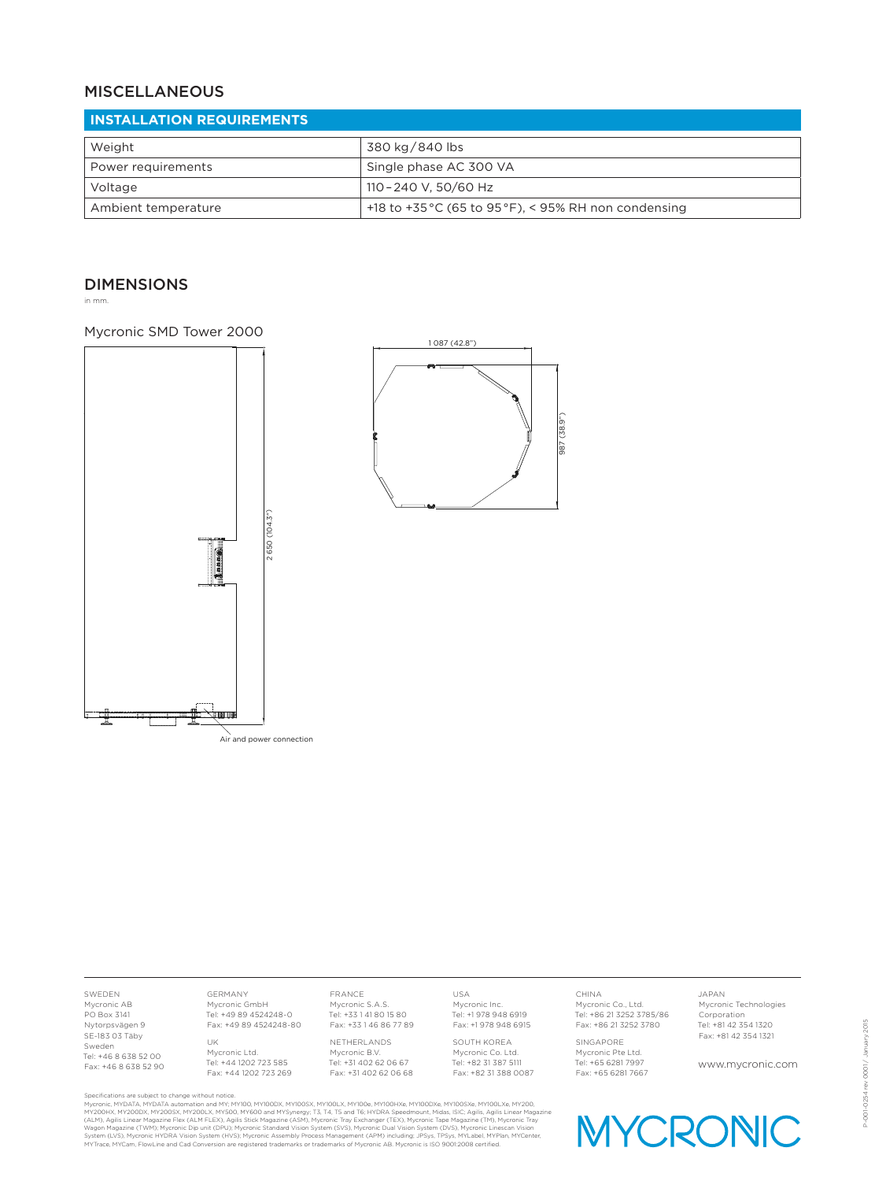## MISCELLANEOUS

| INSTALLATION REQUIREMENTS | |
|---|---|
| Weight | 380 kg / 840 lbs |
| Power requirements | Single phase AC 300 VA |
| Voltage | 110 – 240 V, 50/60 Hz |
| Ambient temperature | +18 to +35 °C (65 to 95 °F), < 95% RH non condensing |

## DIMENSIONS

in mm.

Mycronic SMD Tower 2000

2 650 (104.3")

Air and power connection

1 087 (42.8")

987 (38.9")

SWEDEN
Mycronic AB
PO Box 3141
Nytorpsvägen 9
SE-183 03 Täby
Sweden
Tel: +46 8 638 52 00
Fax: +46 8 638 52 90

GERMANY
Mycronic GmbH
Tel: +49 89 4524248-0
Fax: +49 89 4524248-80

UK
Mycronic Ltd.
Tel: +44 1202 723 585
Fax: +44 1202 723 269

FRANCE
Mycronic S.A.S.
Tel: +33 1 41 80 15 80
Fax: +33 1 46 86 77 89

NETHERLANDS
Mycronic B.V.
Tel: +31 402 62 06 67
Fax: +31 402 62 06 68

USA
Mycronic Inc.
Tel: +1 978 948 6919
Fax: +1 978 948 6915

SOUTH KOREA
Mycronic Co. Ltd.
Tel: +82 31 387 5111
Fax: +82 31 388 0087

CHINA
Mycronic Co., Ltd.
Tel: +86 21 3252 3785/86
Fax: +86 21 3252 3780

SINGAPORE
Mycronic Pte Ltd.
Tel: +65 6281 7997
Fax: +65 6281 7667

JAPAN
Mycronic Technologies Corporation
Tel: +81 42 354 1320
Fax: +81 42 354 1321

www.mycronic.com

Specifications are subject to change without notice.
Mycronic, MYDATA, MYDATA automation and MY; MY100, MY100DX, MY100SX, MY100LX, MY100e, MY100HXe, MY100DXe, MY100SXe, MY100LXe, MY200, MY200HX, MY200DX, MY200SX, MY200LX, MY500, MY600 and MYSynergy; T3, T4, T5 and T6; HYDRA Speedmount, Midas, ISIC; Agilis, Agilis Linear Magazine (ALM), Agilis Linear Magazine Flex (ALM FLEX), Agilis Stick Magazine (ASM), Mycronic Tray Exchanger (TEX), Mycronic Tape Magazine (TM), Mycronic Tray Wagon Magazine (TWM); Mycronic Dip unit (DPU); Mycronic Standard Vision System (SVS), Mycronic Dual Vision System (DVS), Mycronic Linescan Vision System (LVS), Mycronic HYDRA Vision System (HVS); Mycronic Assembly Process Management (APM) including; JPSys, TPSys, MYLabel, MYPlan, MYCenter, MYTrace, MYCam, FlowLine and Cad Conversion are registered trademarks or trademarks of Mycronic AB. Mycronic is ISO 9001:2008 certified.

MYCRONIC

P-001-0254 rev 0001 / January 2015